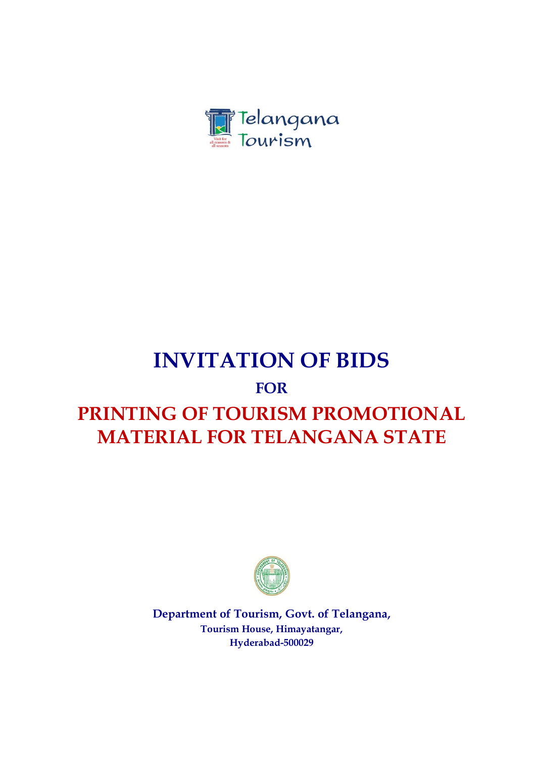Telangana Tourism

# INVITATION OF BIDS

## FOR

# PRINTING OF TOURISM PROMOTIONAL MATERIAL FOR TELANGANA STATE

**Department of Tourism, Govt. of Telangana,**
**Tourism House, Himayatangar,**
**Hyderabad-500029**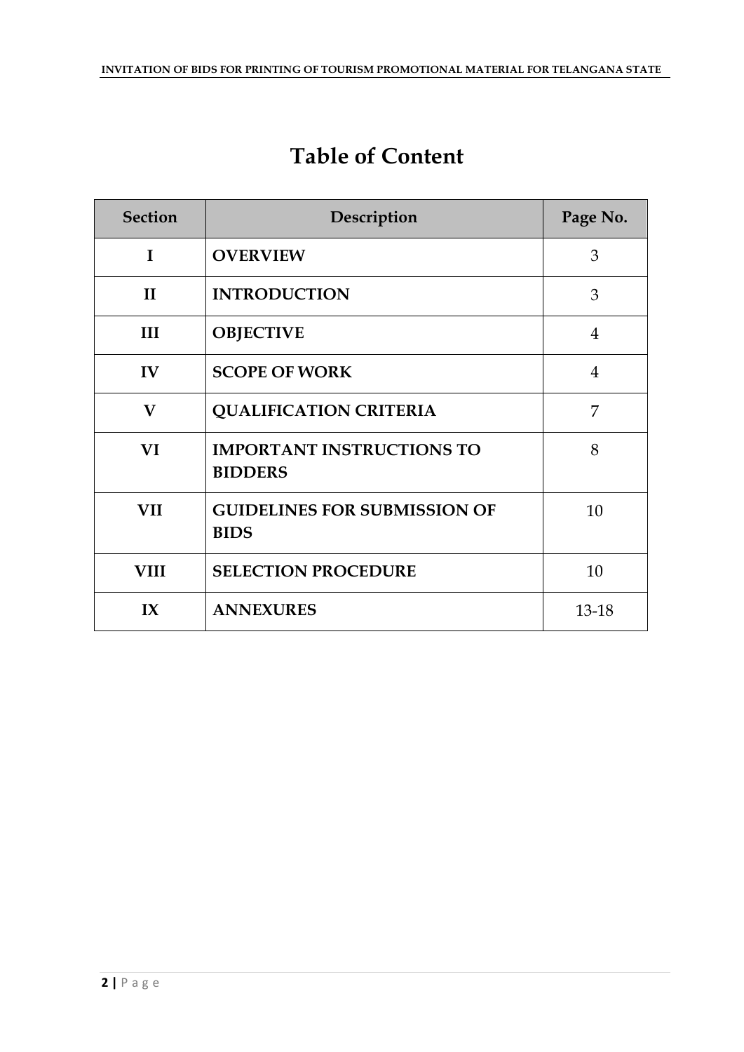# Table of Content

| Section | Description | Page No. |
|---|---|---|
| I | **OVERVIEW** | 3 |
| II | **INTRODUCTION** | 3 |
| III | **OBJECTIVE** | 4 |
| IV | **SCOPE OF WORK** | 4 |
| V | **QUALIFICATION CRITERIA** | 7 |
| VI | **IMPORTANT INSTRUCTIONS TO BIDDERS** | 8 |
| VII | **GUIDELINES FOR SUBMISSION OF BIDS** | 10 |
| VIII | **SELECTION PROCEDURE** | 10 |
| IX | **ANNEXURES** | 13-18 |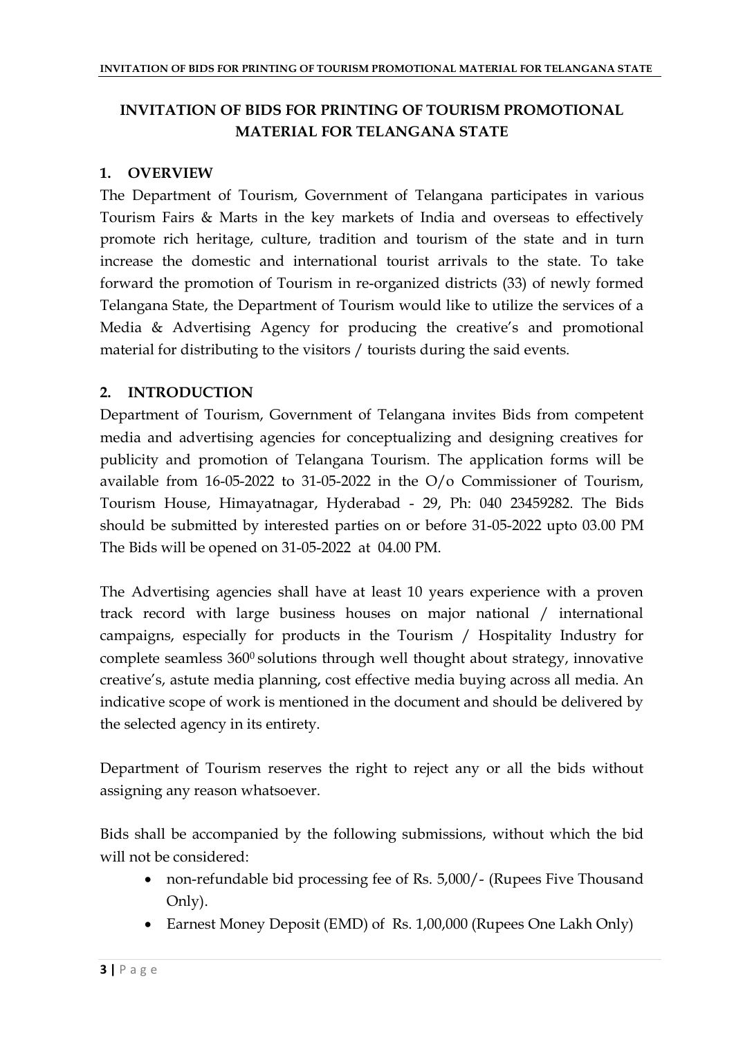# INVITATION OF BIDS FOR PRINTING OF TOURISM PROMOTIONAL MATERIAL FOR TELANGANA STATE

## 1. OVERVIEW

The Department of Tourism, Government of Telangana participates in various Tourism Fairs & Marts in the key markets of India and overseas to effectively promote rich heritage, culture, tradition and tourism of the state and in turn increase the domestic and international tourist arrivals to the state. To take forward the promotion of Tourism in re-organized districts (33) of newly formed Telangana State, the Department of Tourism would like to utilize the services of a Media & Advertising Agency for producing the creative's and promotional material for distributing to the visitors / tourists during the said events.

## 2. INTRODUCTION

Department of Tourism, Government of Telangana invites Bids from competent media and advertising agencies for conceptualizing and designing creatives for publicity and promotion of Telangana Tourism. The application forms will be available from 16-05-2022 to 31-05-2022 in the O/o Commissioner of Tourism, Tourism House, Himayatnagar, Hyderabad - 29, Ph: 040 23459282. The Bids should be submitted by interested parties on or before 31-05-2022 upto 03.00 PM The Bids will be opened on 31-05-2022 at 04.00 PM.

The Advertising agencies shall have at least 10 years experience with a proven track record with large business houses on major national / international campaigns, especially for products in the Tourism / Hospitality Industry for complete seamless $360^0$ solutions through well thought about strategy, innovative creative's, astute media planning, cost effective media buying across all media. An indicative scope of work is mentioned in the document and should be delivered by the selected agency in its entirety.

Department of Tourism reserves the right to reject any or all the bids without assigning any reason whatsoever.

Bids shall be accompanied by the following submissions, without which the bid will not be considered:

- non-refundable bid processing fee of Rs. 5,000/- (Rupees Five Thousand Only).
- Earnest Money Deposit (EMD) of Rs. 1,00,000 (Rupees One Lakh Only)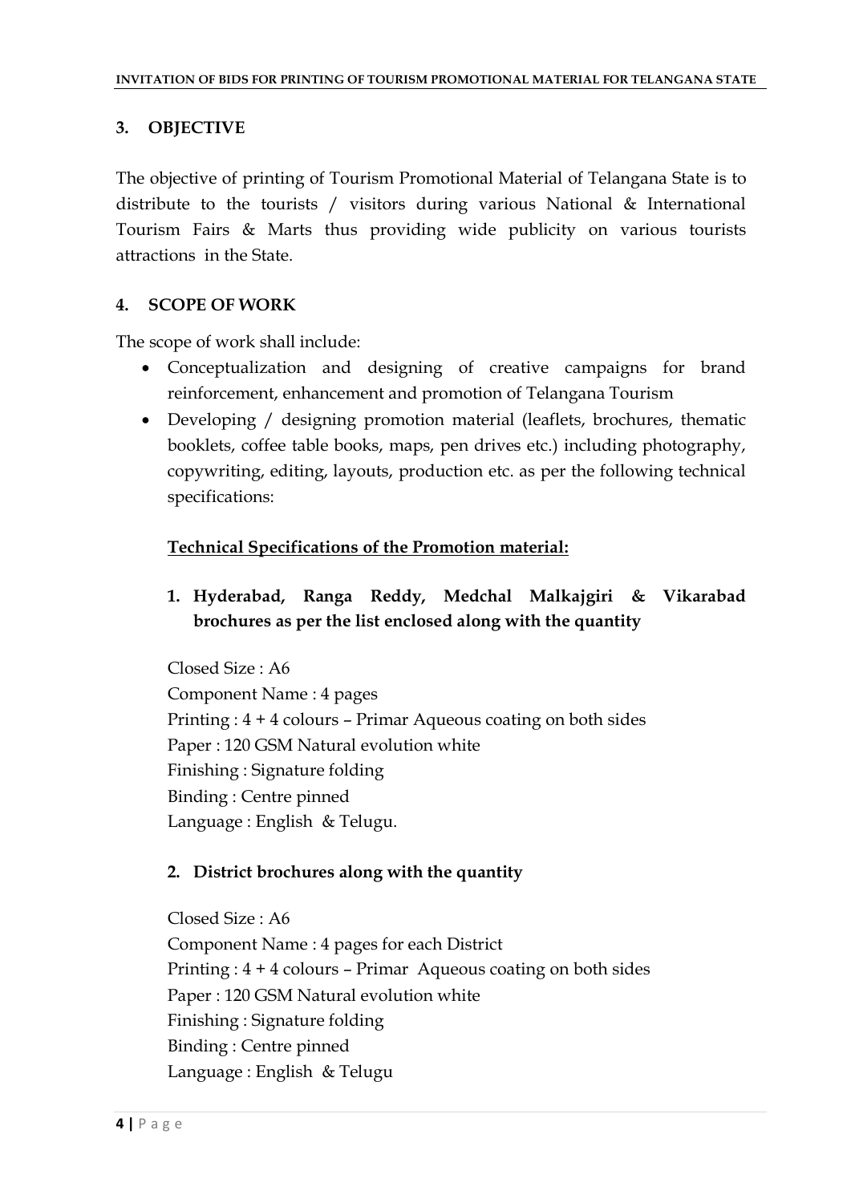## 3. OBJECTIVE

The objective of printing of Tourism Promotional Material of Telangana State is to distribute to the tourists / visitors during various National & International Tourism Fairs & Marts thus providing wide publicity on various tourists attractions in the State.

## 4. SCOPE OF WORK

The scope of work shall include:

- Conceptualization and designing of creative campaigns for brand reinforcement, enhancement and promotion of Telangana Tourism
- Developing / designing promotion material (leaflets, brochures, thematic booklets, coffee table books, maps, pen drives etc.) including photography, copywriting, editing, layouts, production etc. as per the following technical specifications:

<u>**Technical Specifications of the Promotion material:**</u>

1. **Hyderabad, Ranga Reddy, Medchal Malkajgiri & Vikarabad brochures as per the list enclosed along with the quantity**

   Closed Size : A6
   Component Name : 4 pages
   Printing : 4 + 4 colours – Primar Aqueous coating on both sides
   Paper : 120 GSM Natural evolution white
   Finishing : Signature folding
   Binding : Centre pinned
   Language : English & Telugu.

2. **District brochures along with the quantity**

   Closed Size : A6
   Component Name : 4 pages for each District
   Printing : 4 + 4 colours – Primar Aqueous coating on both sides
   Paper : 120 GSM Natural evolution white
   Finishing : Signature folding
   Binding : Centre pinned
   Language : English & Telugu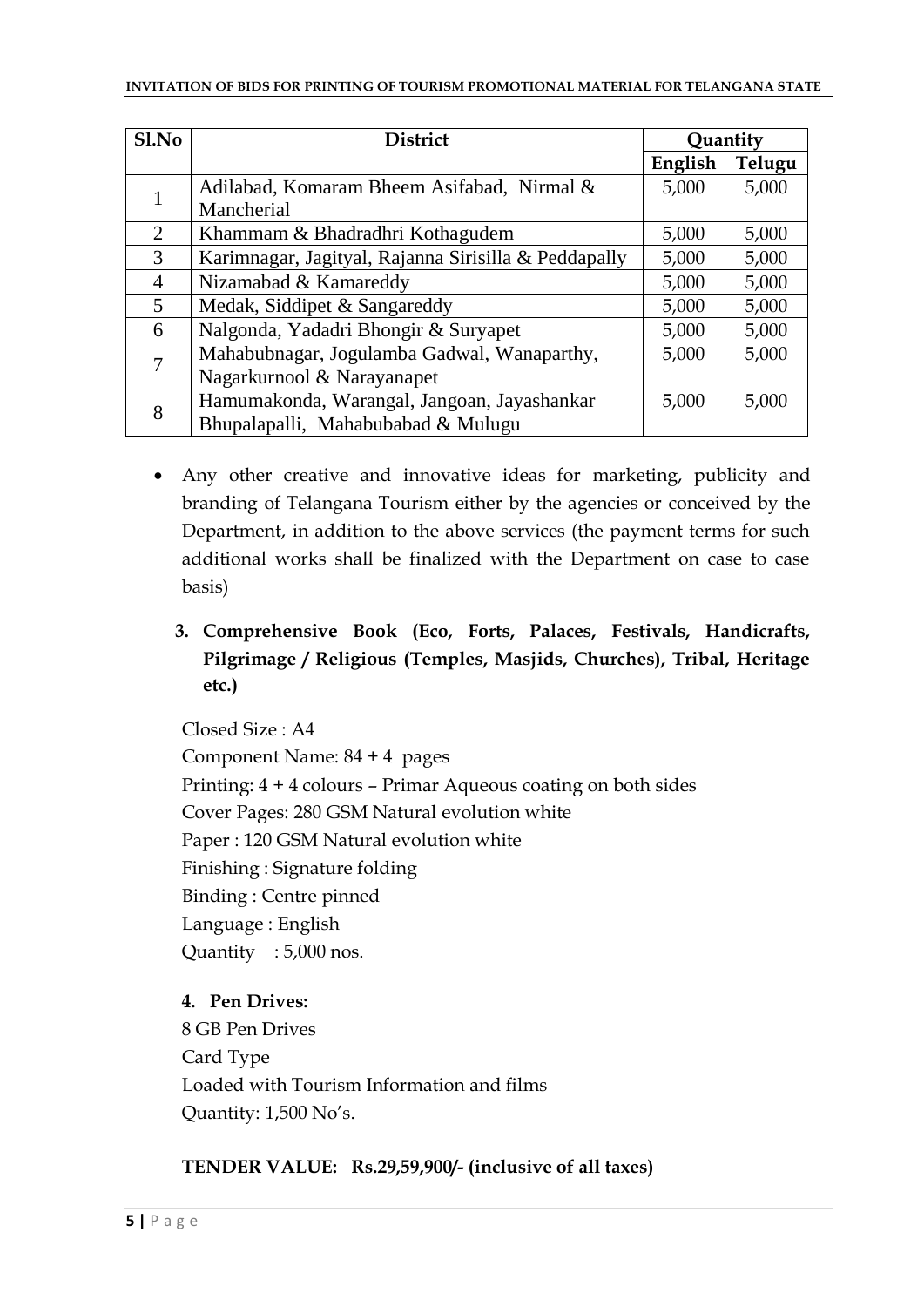| Sl.No | District | Quantity | |
|---|---|---|---|
| | | English | Telugu |
| 1 | Adilabad, Komaram Bheem Asifabad, Nirmal & Mancherial | 5,000 | 5,000 |
| 2 | Khammam & Bhadradhri Kothagudem | 5,000 | 5,000 |
| 3 | Karimnagar, Jagityal, Rajanna Sirisilla & Peddapally | 5,000 | 5,000 |
| 4 | Nizamabad & Kamareddy | 5,000 | 5,000 |
| 5 | Medak, Siddipet & Sangareddy | 5,000 | 5,000 |
| 6 | Nalgonda, Yadadri Bhongir & Suryapet | 5,000 | 5,000 |
| 7 | Mahabubnagar, Jogulamba Gadwal, Wanaparthy, Nagarkurnool & Narayanapet | 5,000 | 5,000 |
| 8 | Hamumakonda, Warangal, Jangoan, Jayashankar Bhupalapalli, Mahabubabad & Mulugu | 5,000 | 5,000 |

- Any other creative and innovative ideas for marketing, publicity and branding of Telangana Tourism either by the agencies or conceived by the Department, in addition to the above services (the payment terms for such additional works shall be finalized with the Department on case to case basis)

**3. Comprehensive Book (Eco, Forts, Palaces, Festivals, Handicrafts, Pilgrimage / Religious (Temples, Masjids, Churches), Tribal, Heritage etc.)**

Closed Size : A4
Component Name: 84 + 4 pages
Printing: 4 + 4 colours – Primar Aqueous coating on both sides
Cover Pages: 280 GSM Natural evolution white
Paper : 120 GSM Natural evolution white
Finishing : Signature folding
Binding : Centre pinned
Language : English
Quantity : 5,000 nos.

**4. Pen Drives:**

8 GB Pen Drives
Card Type
Loaded with Tourism Information and films
Quantity: 1,500 No's.

**TENDER VALUE: Rs.29,59,900/- (inclusive of all taxes)**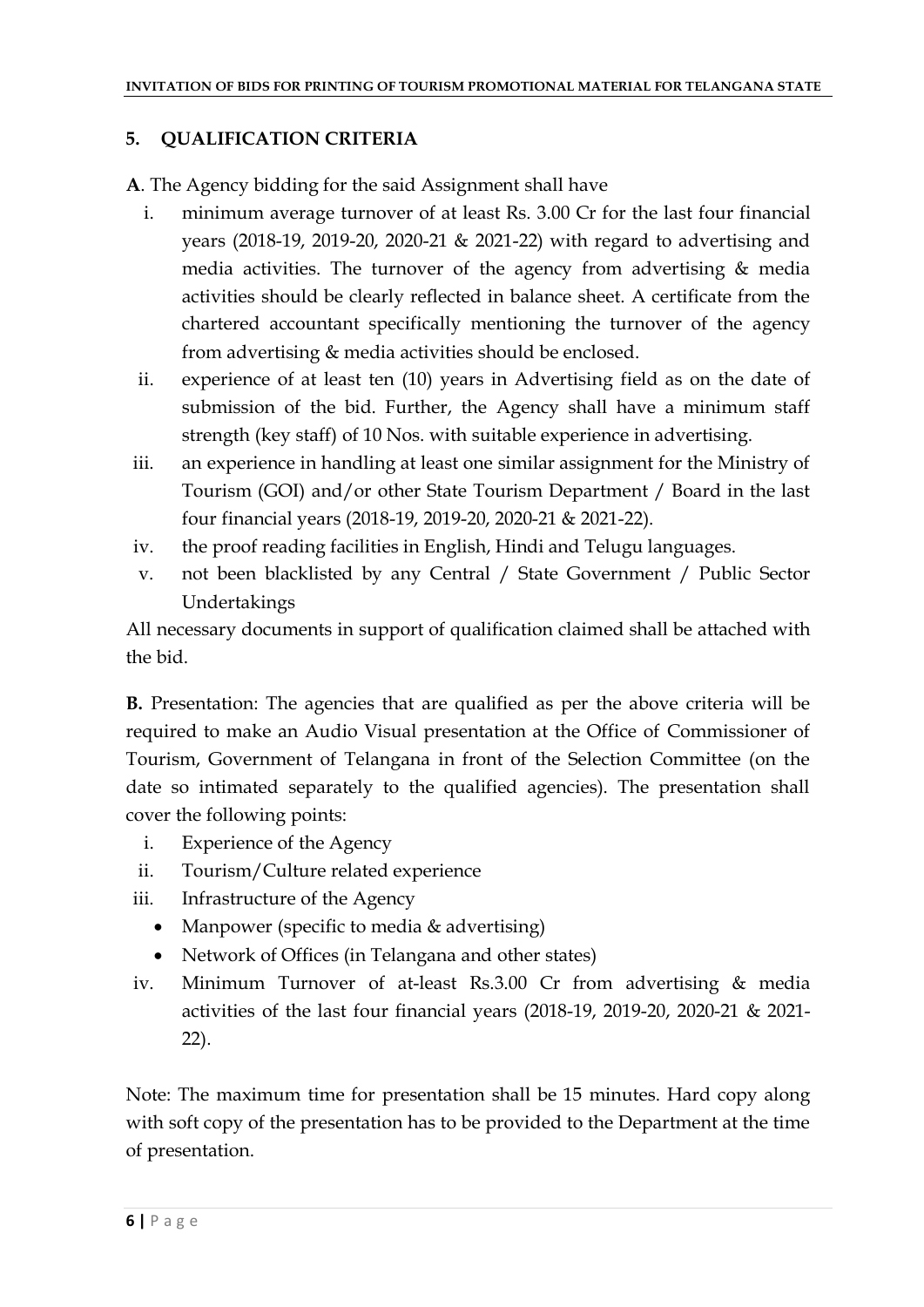## 5. QUALIFICATION CRITERIA

**A**. The Agency bidding for the said Assignment shall have

i. minimum average turnover of at least Rs. 3.00 Cr for the last four financial years (2018-19, 2019-20, 2020-21 & 2021-22) with regard to advertising and media activities. The turnover of the agency from advertising & media activities should be clearly reflected in balance sheet. A certificate from the chartered accountant specifically mentioning the turnover of the agency from advertising & media activities should be enclosed.

ii. experience of at least ten (10) years in Advertising field as on the date of submission of the bid. Further, the Agency shall have a minimum staff strength (key staff) of 10 Nos. with suitable experience in advertising.

iii. an experience in handling at least one similar assignment for the Ministry of Tourism (GOI) and/or other State Tourism Department / Board in the last four financial years (2018-19, 2019-20, 2020-21 & 2021-22).

iv. the proof reading facilities in English, Hindi and Telugu languages.

v. not been blacklisted by any Central / State Government / Public Sector Undertakings

All necessary documents in support of qualification claimed shall be attached with the bid.

**B.** Presentation: The agencies that are qualified as per the above criteria will be required to make an Audio Visual presentation at the Office of Commissioner of Tourism, Government of Telangana in front of the Selection Committee (on the date so intimated separately to the qualified agencies). The presentation shall cover the following points:

i. Experience of the Agency

ii. Tourism/Culture related experience

iii. Infrastructure of the Agency
   - Manpower (specific to media & advertising)
   - Network of Offices (in Telangana and other states)

iv. Minimum Turnover of at-least Rs.3.00 Cr from advertising & media activities of the last four financial years (2018-19, 2019-20, 2020-21 & 2021-22).

Note: The maximum time for presentation shall be 15 minutes. Hard copy along with soft copy of the presentation has to be provided to the Department at the time of presentation.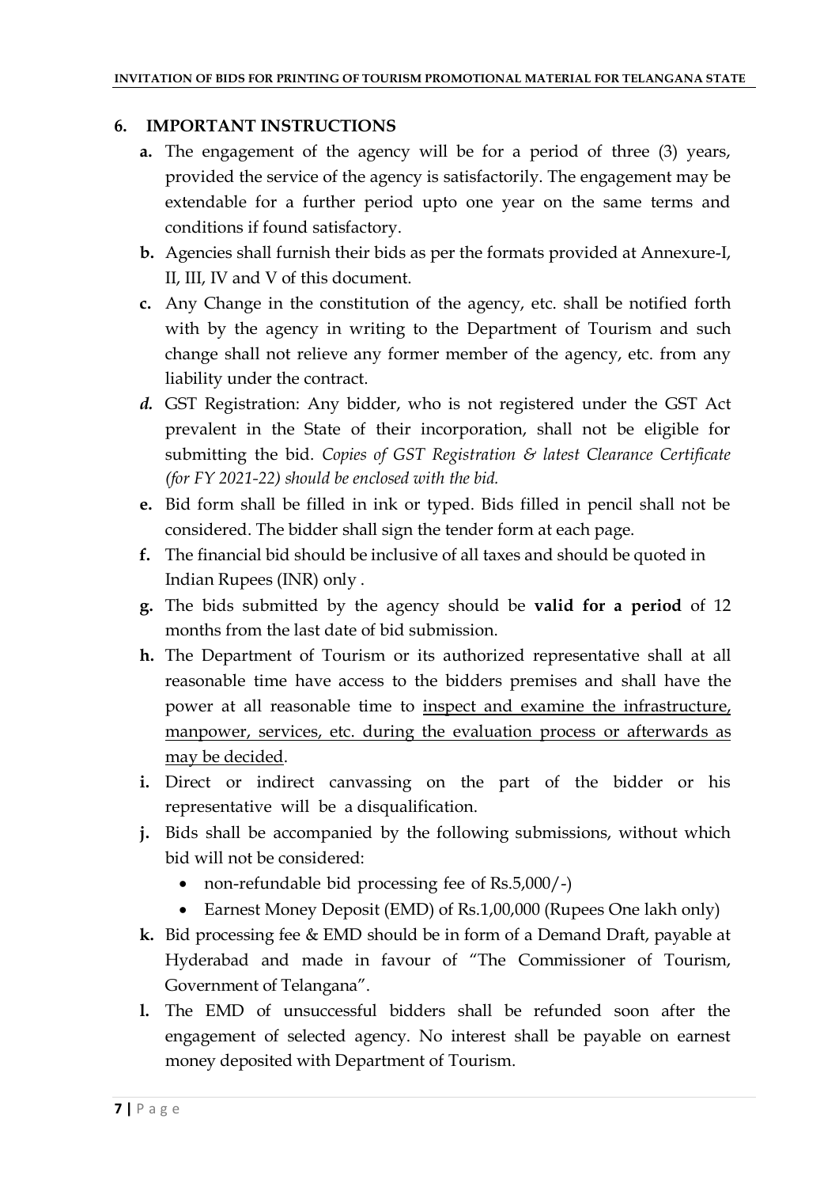## 6. IMPORTANT INSTRUCTIONS

**a.** The engagement of the agency will be for a period of three (3) years, provided the service of the agency is satisfactorily. The engagement may be extendable for a further period upto one year on the same terms and conditions if found satisfactory.

**b.** Agencies shall furnish their bids as per the formats provided at Annexure-I, II, III, IV and V of this document.

**c.** Any Change in the constitution of the agency, etc. shall be notified forth with by the agency in writing to the Department of Tourism and such change shall not relieve any former member of the agency, etc. from any liability under the contract.

***d.*** GST Registration: Any bidder, who is not registered under the GST Act prevalent in the State of their incorporation, shall not be eligible for submitting the bid. *Copies of GST Registration & latest Clearance Certificate (for FY 2021-22) should be enclosed with the bid.*

**e.** Bid form shall be filled in ink or typed. Bids filled in pencil shall not be considered. The bidder shall sign the tender form at each page.

**f.** The financial bid should be inclusive of all taxes and should be quoted in Indian Rupees (INR) only .

**g.** The bids submitted by the agency should be **valid for a period** of 12 months from the last date of bid submission.

**h.** The Department of Tourism or its authorized representative shall at all reasonable time have access to the bidders premises and shall have the power at all reasonable time to <u>inspect and examine the infrastructure, manpower, services, etc. during the evaluation process or afterwards as may be decided</u>.

**i.** Direct or indirect canvassing on the part of the bidder or his representative will be a disqualification.

**j.** Bids shall be accompanied by the following submissions, without which bid will not be considered:

- non-refundable bid processing fee of Rs.5,000/-)
- Earnest Money Deposit (EMD) of Rs.1,00,000 (Rupees One lakh only)

**k.** Bid processing fee & EMD should be in form of a Demand Draft, payable at Hyderabad and made in favour of "The Commissioner of Tourism, Government of Telangana".

**l.** The EMD of unsuccessful bidders shall be refunded soon after the engagement of selected agency. No interest shall be payable on earnest money deposited with Department of Tourism.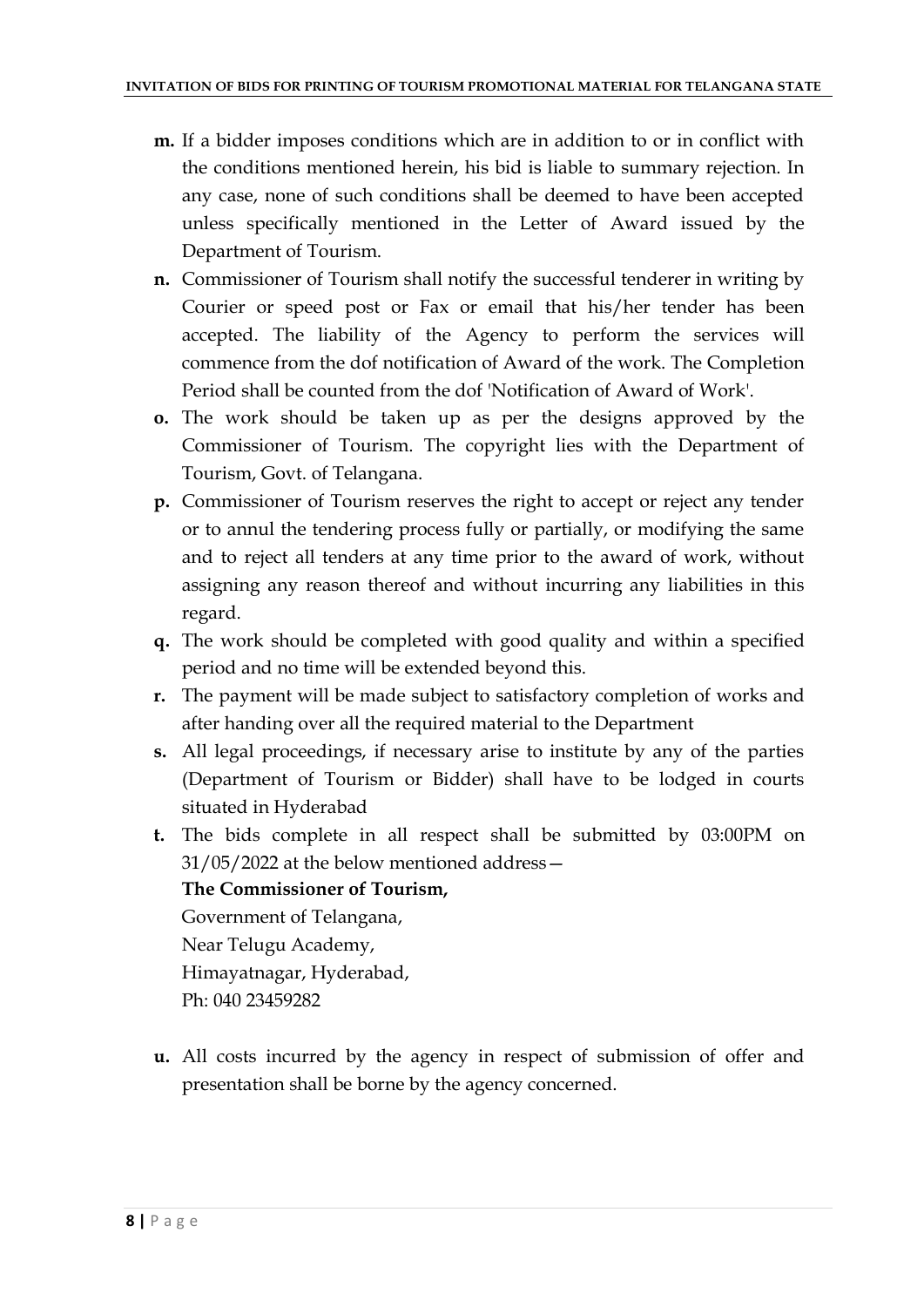- **m.** If a bidder imposes conditions which are in addition to or in conflict with the conditions mentioned herein, his bid is liable to summary rejection. In any case, none of such conditions shall be deemed to have been accepted unless specifically mentioned in the Letter of Award issued by the Department of Tourism.
- **n.** Commissioner of Tourism shall notify the successful tenderer in writing by Courier or speed post or Fax or email that his/her tender has been accepted. The liability of the Agency to perform the services will commence from the dof notification of Award of the work. The Completion Period shall be counted from the dof 'Notification of Award of Work'.
- **o.** The work should be taken up as per the designs approved by the Commissioner of Tourism. The copyright lies with the Department of Tourism, Govt. of Telangana.
- **p.** Commissioner of Tourism reserves the right to accept or reject any tender or to annul the tendering process fully or partially, or modifying the same and to reject all tenders at any time prior to the award of work, without assigning any reason thereof and without incurring any liabilities in this regard.
- **q.** The work should be completed with good quality and within a specified period and no time will be extended beyond this.
- **r.** The payment will be made subject to satisfactory completion of works and after handing over all the required material to the Department
- **s.** All legal proceedings, if necessary arise to institute by any of the parties (Department of Tourism or Bidder) shall have to be lodged in courts situated in Hyderabad
- **t.** The bids complete in all respect shall be submitted by 03:00PM on 31/05/2022 at the below mentioned address—

  **The Commissioner of Tourism,**
  Government of Telangana,
  Near Telugu Academy,
  Himayatnagar, Hyderabad,
  Ph: 040 23459282

- **u.** All costs incurred by the agency in respect of submission of offer and presentation shall be borne by the agency concerned.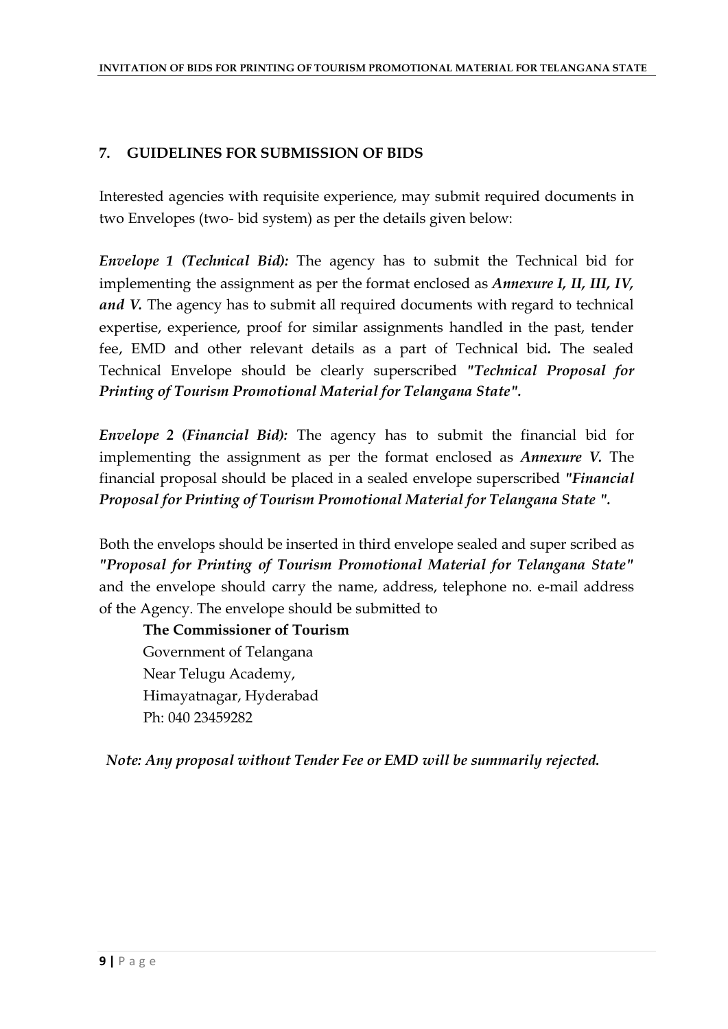## 7. GUIDELINES FOR SUBMISSION OF BIDS

Interested agencies with requisite experience, may submit required documents in two Envelopes (two- bid system) as per the details given below:

***Envelope 1 (Technical Bid):*** The agency has to submit the Technical bid for implementing the assignment as per the format enclosed as ***Annexure I, II, III, IV, and V.*** The agency has to submit all required documents with regard to technical expertise, experience, proof for similar assignments handled in the past, tender fee, EMD and other relevant details as a part of Technical bid**.** The sealed Technical Envelope should be clearly superscribed ***"Technical Proposal for Printing of Tourism Promotional Material for Telangana State".***

***Envelope 2 (Financial Bid):*** The agency has to submit the financial bid for implementing the assignment as per the format enclosed as ***Annexure V.*** The financial proposal should be placed in a sealed envelope superscribed ***"Financial Proposal for Printing of Tourism Promotional Material for Telangana State ".***

Both the envelops should be inserted in third envelope sealed and super scribed as ***"Proposal for Printing of Tourism Promotional Material for Telangana State"*** and the envelope should carry the name, address, telephone no. e-mail address of the Agency. The envelope should be submitted to

**The Commissioner of Tourism**
Government of Telangana
Near Telugu Academy,
Himayatnagar, Hyderabad
Ph: 040 23459282

***Note: Any proposal without Tender Fee or EMD will be summarily rejected.***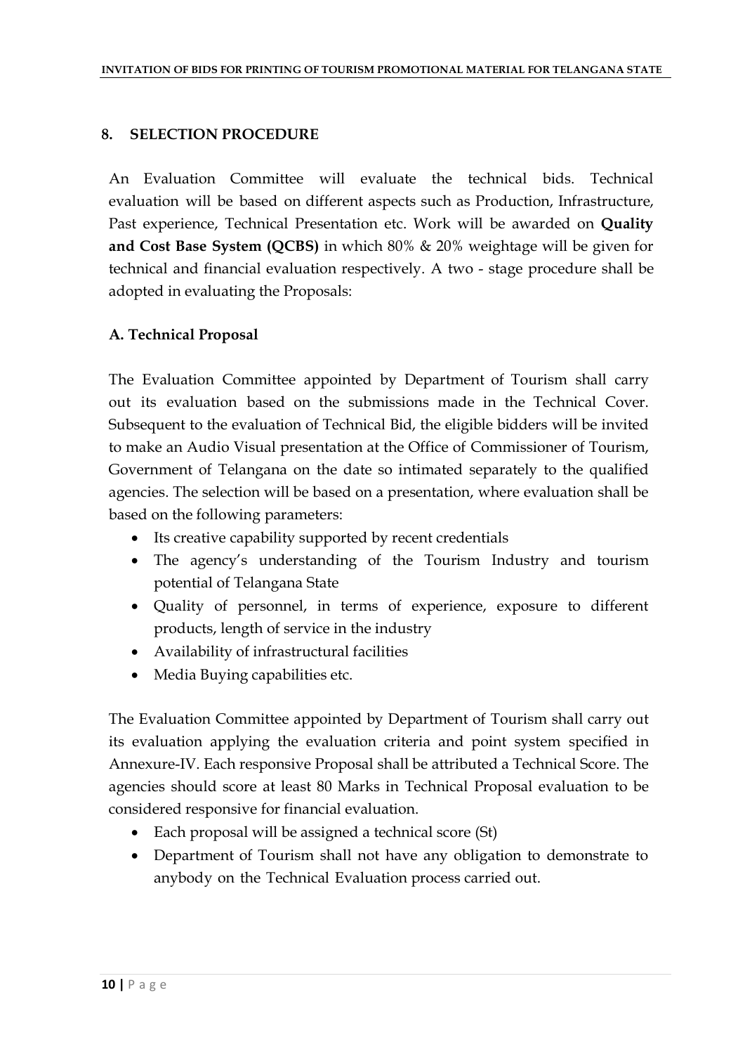## 8. SELECTION PROCEDURE

An Evaluation Committee will evaluate the technical bids. Technical evaluation will be based on different aspects such as Production, Infrastructure, Past experience, Technical Presentation etc. Work will be awarded on **Quality and Cost Base System (QCBS)** in which 80% & 20% weightage will be given for technical and financial evaluation respectively. A two - stage procedure shall be adopted in evaluating the Proposals:

### A. Technical Proposal

The Evaluation Committee appointed by Department of Tourism shall carry out its evaluation based on the submissions made in the Technical Cover. Subsequent to the evaluation of Technical Bid, the eligible bidders will be invited to make an Audio Visual presentation at the Office of Commissioner of Tourism, Government of Telangana on the date so intimated separately to the qualified agencies. The selection will be based on a presentation, where evaluation shall be based on the following parameters:

- Its creative capability supported by recent credentials
- The agency's understanding of the Tourism Industry and tourism potential of Telangana State
- Quality of personnel, in terms of experience, exposure to different products, length of service in the industry
- Availability of infrastructural facilities
- Media Buying capabilities etc.

The Evaluation Committee appointed by Department of Tourism shall carry out its evaluation applying the evaluation criteria and point system specified in Annexure-IV. Each responsive Proposal shall be attributed a Technical Score. The agencies should score at least 80 Marks in Technical Proposal evaluation to be considered responsive for financial evaluation.

- Each proposal will be assigned a technical score (St)
- Department of Tourism shall not have any obligation to demonstrate to anybody on the Technical Evaluation process carried out.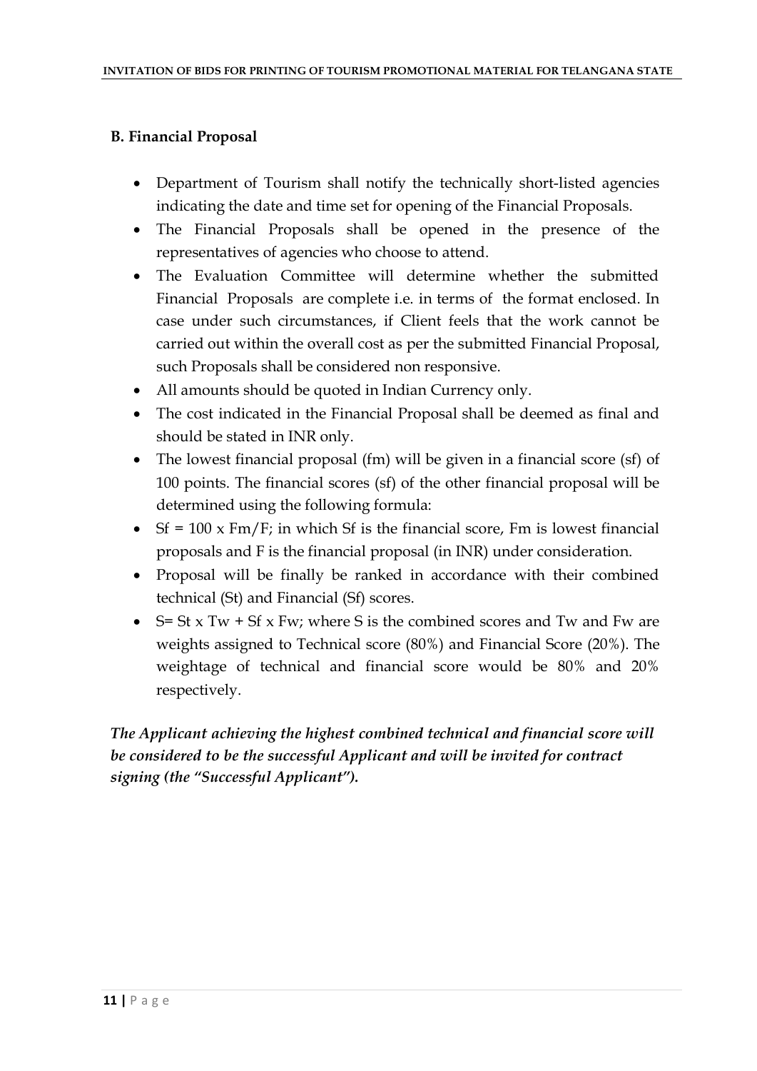## B. Financial Proposal

- Department of Tourism shall notify the technically short-listed agencies indicating the date and time set for opening of the Financial Proposals.
- The Financial Proposals shall be opened in the presence of the representatives of agencies who choose to attend.
- The Evaluation Committee will determine whether the submitted Financial Proposals are complete i.e. in terms of the format enclosed. In case under such circumstances, if Client feels that the work cannot be carried out within the overall cost as per the submitted Financial Proposal, such Proposals shall be considered non responsive.
- All amounts should be quoted in Indian Currency only.
- The cost indicated in the Financial Proposal shall be deemed as final and should be stated in INR only.
- The lowest financial proposal (fm) will be given in a financial score (sf) of 100 points. The financial scores (sf) of the other financial proposal will be determined using the following formula:
- $Sf = 100 \times Fm/F$; in which Sf is the financial score, Fm is lowest financial proposals and F is the financial proposal (in INR) under consideration.
- Proposal will be finally be ranked in accordance with their combined technical (St) and Financial (Sf) scores.
- $S = St \times Tw + Sf \times Fw$; where S is the combined scores and Tw and Fw are weights assigned to Technical score (80%) and Financial Score (20%). The weightage of technical and financial score would be 80% and 20% respectively.

***The Applicant achieving the highest combined technical and financial score will be considered to be the successful Applicant and will be invited for contract signing (the "Successful Applicant").***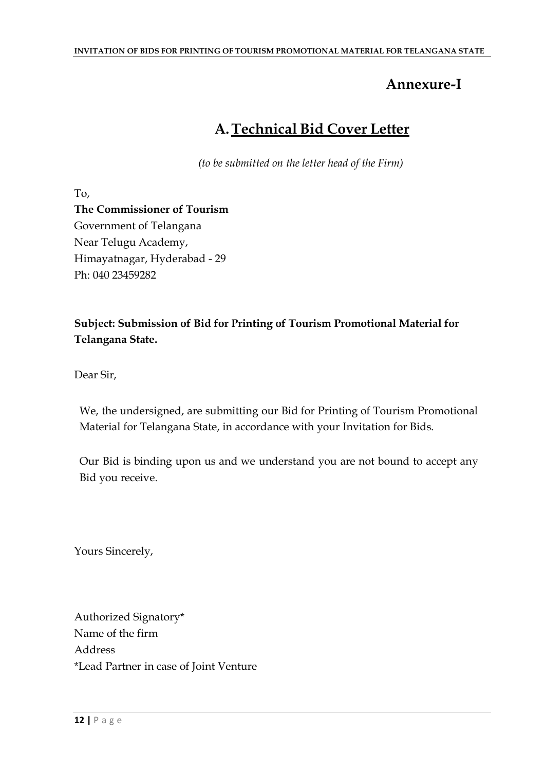# Annexure-I

## A. Technical Bid Cover Letter

*(to be submitted on the letter head of the Firm)*

To,
**The Commissioner of Tourism**
Government of Telangana
Near Telugu Academy,
Himayatnagar, Hyderabad - 29
Ph: 040 23459282

**Subject: Submission of Bid for Printing of Tourism Promotional Material for Telangana State.**

Dear Sir,

We, the undersigned, are submitting our Bid for Printing of Tourism Promotional Material for Telangana State, in accordance with your Invitation for Bids.

Our Bid is binding upon us and we understand you are not bound to accept any Bid you receive.

Yours Sincerely,

Authorized Signatory*
Name of the firm
Address
*Lead Partner in case of Joint Venture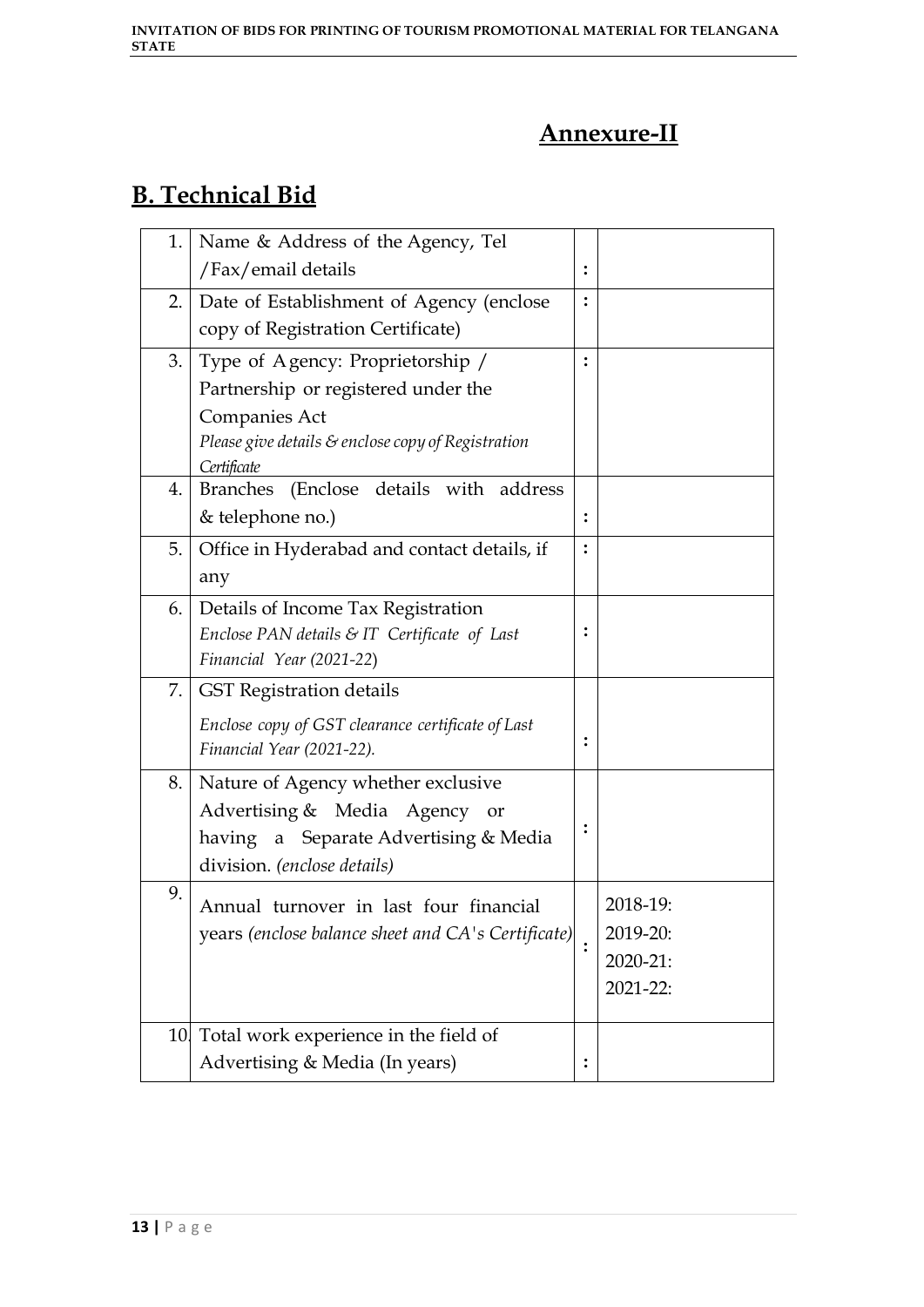## Annexure-II

## B. Technical Bid

| | | | |
|---|---|---|---|
| 1. | Name & Address of the Agency, Tel /Fax/email details | : | |
| 2. | Date of Establishment of Agency (enclose copy of Registration Certificate) | : | |
| 3. | Type of Agency: Proprietorship / Partnership or registered under the Companies Act<br>*Please give details & enclose copy of Registration Certificate* | : | |
| 4. | Branches (Enclose details with address & telephone no.) | : | |
| 5. | Office in Hyderabad and contact details, if any | : | |
| 6. | Details of Income Tax Registration<br>*Enclose PAN details & IT Certificate of Last Financial Year (2021-22)* | : | |
| 7. | GST Registration details<br>*Enclose copy of GST clearance certificate of Last Financial Year (2021-22).* | : | |
| 8. | Nature of Agency whether exclusive Advertising & Media Agency or having a Separate Advertising & Media division. *(enclose details)* | : | |
| 9. | Annual turnover in last four financial years *(enclose balance sheet and CA's Certificate)* | : | 2018-19:<br>2019-20:<br>2020-21:<br>2021-22: |
| 10. | Total work experience in the field of Advertising & Media (In years) | : | |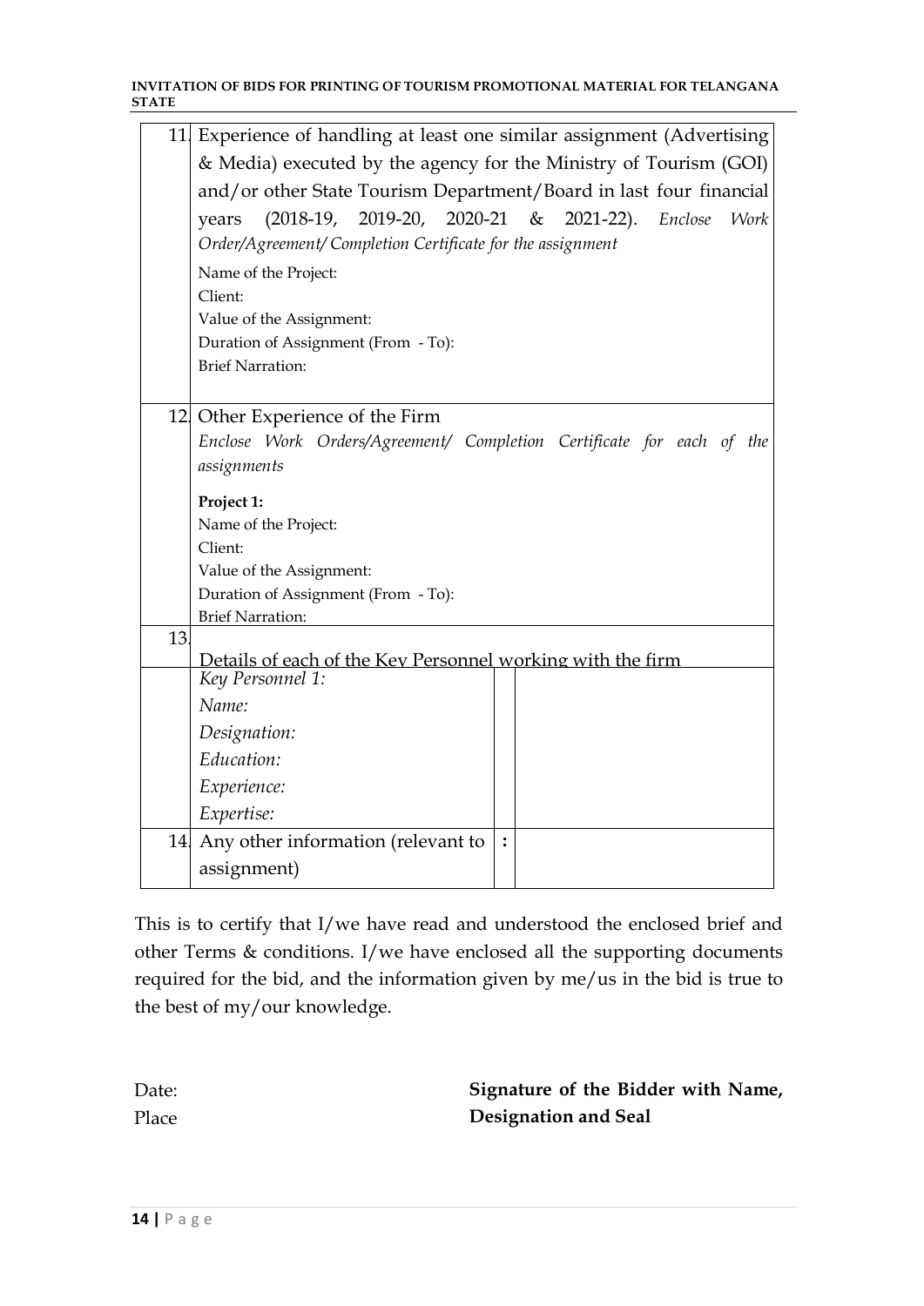| | | | |
|---|---|---|---|
| 11. | Experience of handling at least one similar assignment (Advertising & Media) executed by the agency for the Ministry of Tourism (GOI) and/or other State Tourism Department/Board in last four financial years (2018-19, 2019-20, 2020-21 & 2021-22). *Enclose Work Order/Agreement/ Completion Certificate for the assignment*<br>Name of the Project:<br>Client:<br>Value of the Assignment:<br>Duration of Assignment (From - To):<br>Brief Narration: | | |
| 12. | Other Experience of the Firm<br>*Enclose Work Orders/Agreement/ Completion Certificate for each of the assignments*<br>**Project 1:**<br>Name of the Project:<br>Client:<br>Value of the Assignment:<br>Duration of Assignment (From - To):<br>Brief Narration: | | |
| 13. | <u>Details of each of the Key Personnel working with the firm</u> | | |
| | *Key Personnel 1:*<br>*Name:*<br>*Designation:*<br>*Education:*<br>*Experience:*<br>*Expertise:* | | |
| 14. | Any other information (relevant to assignment) | : | |

This is to certify that I/we have read and understood the enclosed brief and other Terms & conditions. I/we have enclosed all the supporting documents required for the bid, and the information given by me/us in the bid is true to the best of my/our knowledge.

Date:

Place

**Signature of the Bidder with Name, Designation and Seal**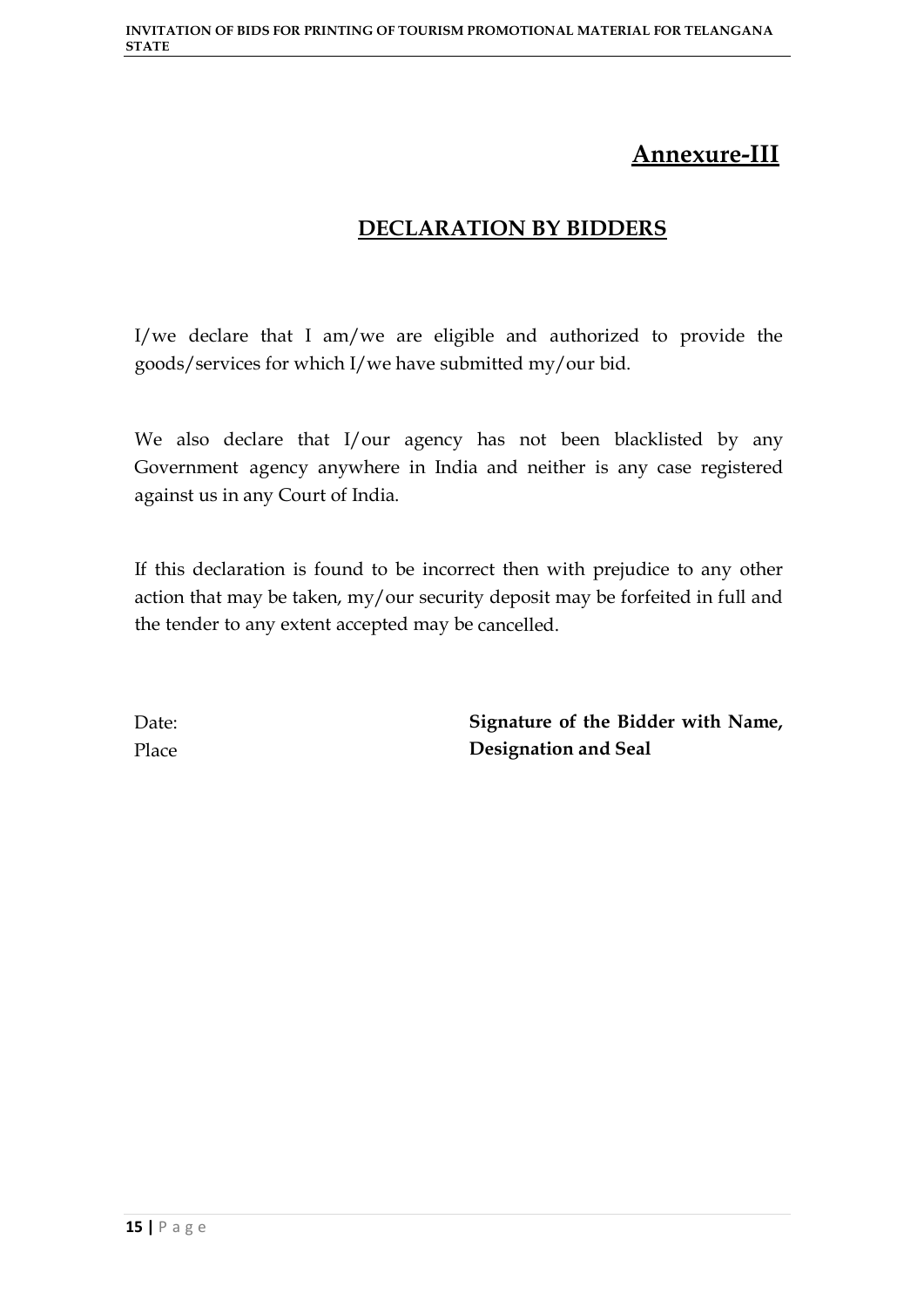# Annexure-III

## DECLARATION BY BIDDERS

I/we declare that I am/we are eligible and authorized to provide the goods/services for which I/we have submitted my/our bid.

We also declare that I/our agency has not been blacklisted by any Government agency anywhere in India and neither is any case registered against us in any Court of India.

If this declaration is found to be incorrect then with prejudice to any other action that may be taken, my/our security deposit may be forfeited in full and the tender to any extent accepted may be cancelled.

Date:
Place

**Signature of the Bidder with Name, Designation and Seal**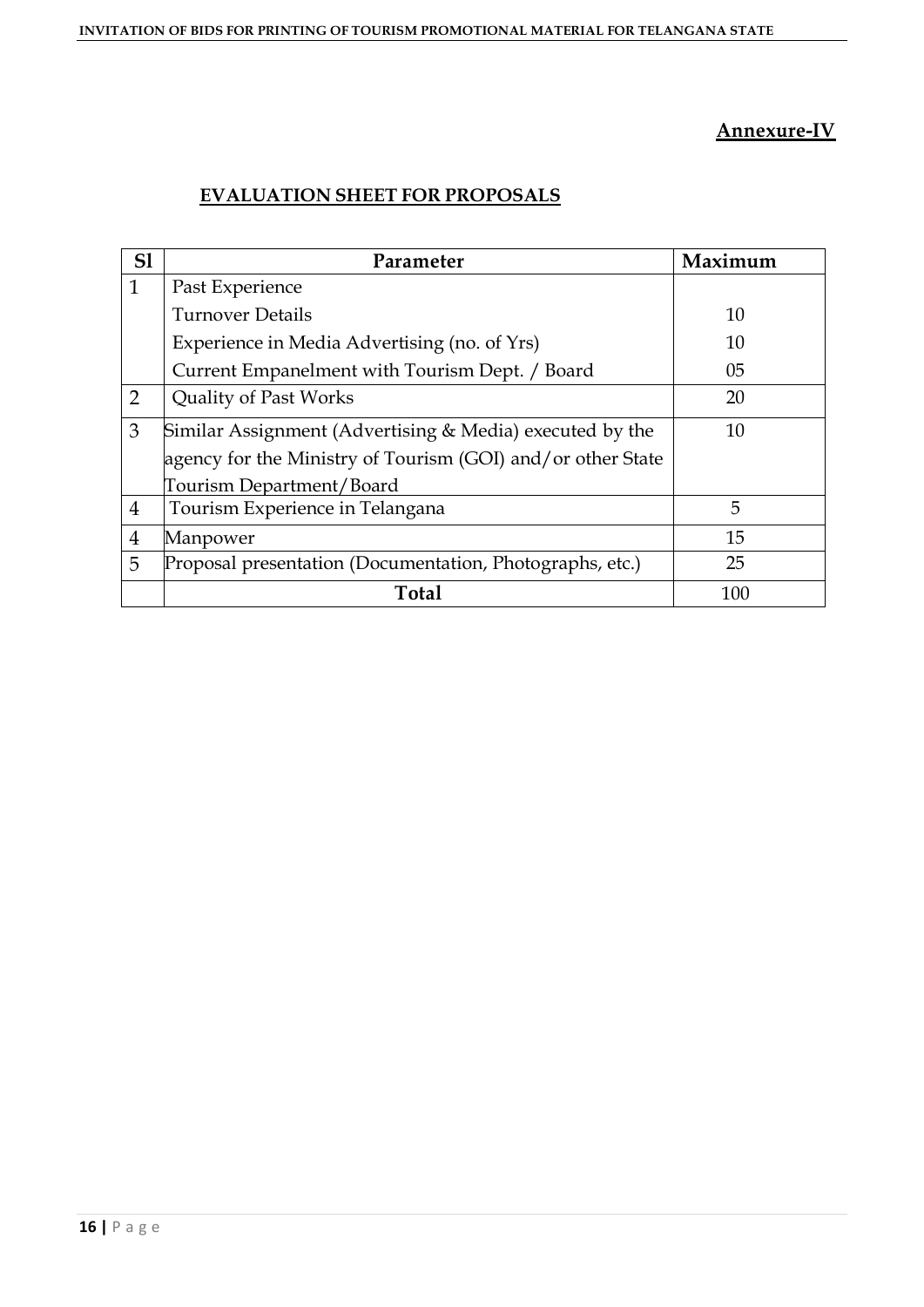**Annexure-IV**

**EVALUATION SHEET FOR PROPOSALS**

| Sl | Parameter | Maximum |
|---|---|---|
| 1 | Past Experience | |
| | Turnover Details | 10 |
| | Experience in Media Advertising (no. of Yrs) | 10 |
| | Current Empanelment with Tourism Dept. / Board | 05 |
| 2 | Quality of Past Works | 20 |
| 3 | Similar Assignment (Advertising & Media) executed by the agency for the Ministry of Tourism (GOI) and/or other State Tourism Department/Board | 10 |
| 4 | Tourism Experience in Telangana | 5 |
| 4 | Manpower | 15 |
| 5 | Proposal presentation (Documentation, Photographs, etc.) | 25 |
| | **Total** | 100 |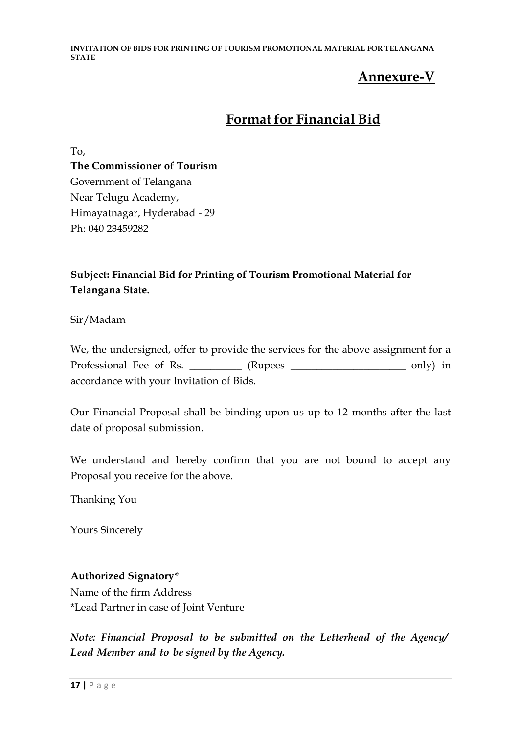# Annexure-V

## Format for Financial Bid

To,
**The Commissioner of Tourism**
Government of Telangana
Near Telugu Academy,
Himayatnagar, Hyderabad - 29
Ph: 040 23459282

**Subject: Financial Bid for Printing of Tourism Promotional Material for Telangana State.**

Sir/Madam

We, the undersigned, offer to provide the services for the above assignment for a Professional Fee of Rs. __________ (Rupees ______________________ only) in accordance with your Invitation of Bids.

Our Financial Proposal shall be binding upon us up to 12 months after the last date of proposal submission.

We understand and hereby confirm that you are not bound to accept any Proposal you receive for the above.

Thanking You

Yours Sincerely

**Authorized Signatory***
Name of the firm Address
*Lead Partner in case of Joint Venture

***Note: Financial Proposal to be submitted on the Letterhead of the Agency/ Lead Member and to be signed by the Agency.***